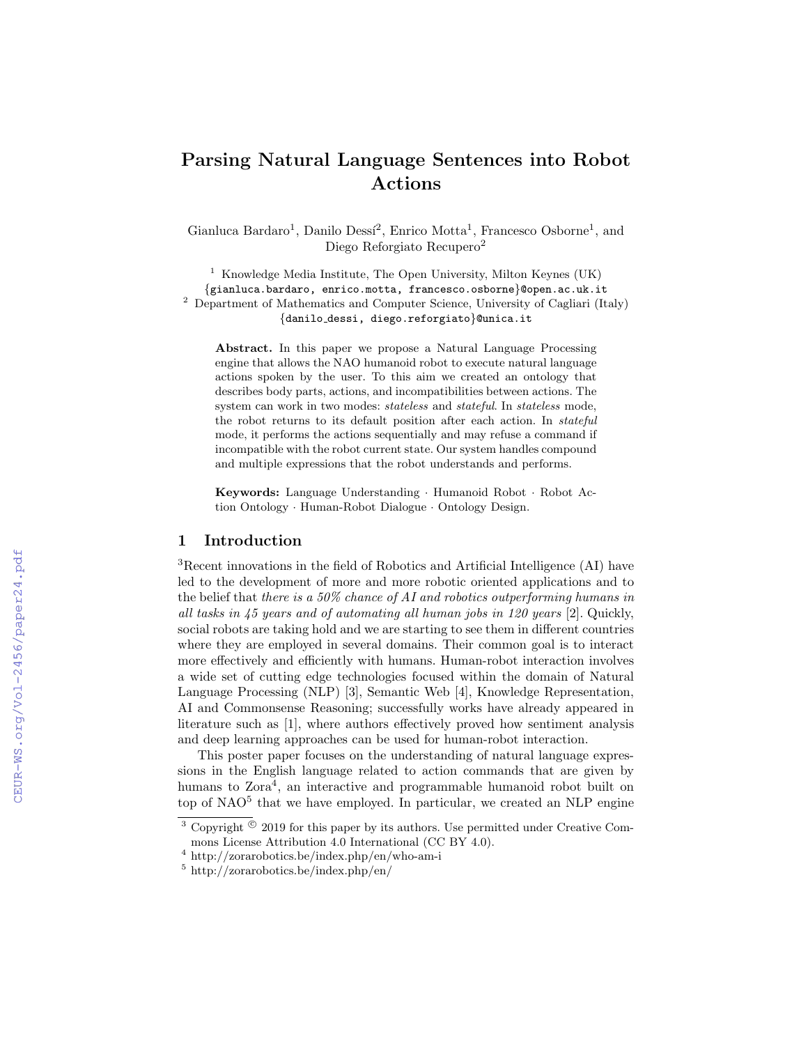# Parsing Natural Language Sentences into Robot Actions

Gianluca Bardaro[1], Danilo Dessí[2], Enrico Motta[1], Francesco Osborne[1], and Diego Reforgiato Recupero[2]

[1] Knowledge Media Institute, The Open University, Milton Keynes (UK)
{gianluca.bardaro, enrico.motta, francesco.osborne}@open.ac.uk.it

[2] Department of Mathematics and Computer Science, University of Cagliari (Italy)
{danilo_dessi, diego.reforgiato}@unica.it

**Abstract.** In this paper we propose a Natural Language Processing engine that allows the NAO humanoid robot to execute natural language actions spoken by the user. To this aim we created an ontology that describes body parts, actions, and incompatibilities between actions. The system can work in two modes: *stateless* and *stateful*. In *stateless* mode, the robot returns to its default position after each action. In *stateful* mode, it performs the actions sequentially and may refuse a command if incompatible with the robot current state. Our system handles compound and multiple expressions that the robot understands and performs.

**Keywords:** Language Understanding · Humanoid Robot · Robot Action Ontology · Human-Robot Dialogue · Ontology Design.

## 1 Introduction

[3]Recent innovations in the field of Robotics and Artificial Intelligence (AI) have led to the development of more and more robotic oriented applications and to the belief that *there is a 50% chance of AI and robotics outperforming humans in all tasks in 45 years and of automating all human jobs in 120 years* [2]. Quickly, social robots are taking hold and we are starting to see them in different countries where they are employed in several domains. Their common goal is to interact more effectively and efficiently with humans. Human-robot interaction involves a wide set of cutting edge technologies focused within the domain of Natural Language Processing (NLP) [3], Semantic Web [4], Knowledge Representation, AI and Commonsense Reasoning; successfully works have already appeared in literature such as [1], where authors effectively proved how sentiment analysis and deep learning approaches can be used for human-robot interaction.

This poster paper focuses on the understanding of natural language expressions in the English language related to action commands that are given by humans to Zora[4], an interactive and programmable humanoid robot built on top of NAO[5] that we have employed. In particular, we created an NLP engine

[3] Copyright © 2019 for this paper by its authors. Use permitted under Creative Commons License Attribution 4.0 International (CC BY 4.0).

[4] http://zorarobotics.be/index.php/en/who-am-i

[5] http://zorarobotics.be/index.php/en/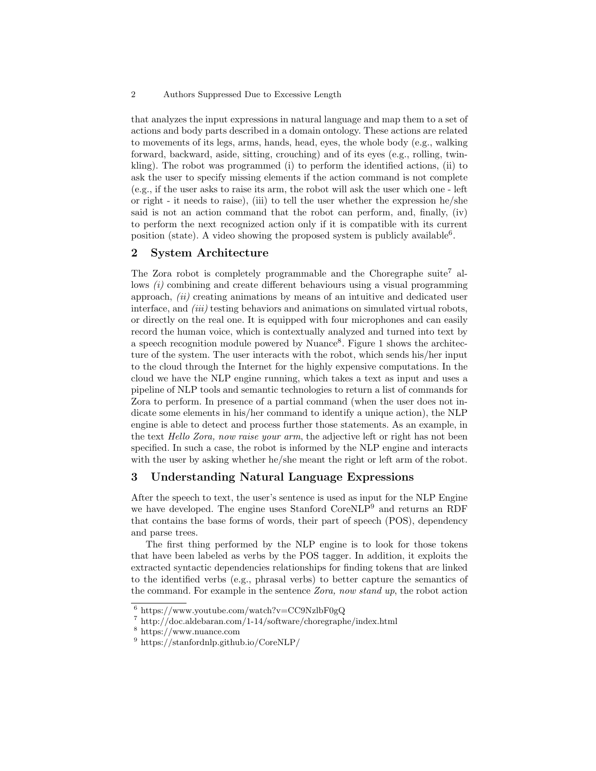that analyzes the input expressions in natural language and map them to a set of actions and body parts described in a domain ontology. These actions are related to movements of its legs, arms, hands, head, eyes, the whole body (e.g., walking forward, backward, aside, sitting, crouching) and of its eyes (e.g., rolling, twinkling). The robot was programmed (i) to perform the identified actions, (ii) to ask the user to specify missing elements if the action command is not complete (e.g., if the user asks to raise its arm, the robot will ask the user which one - left or right - it needs to raise), (iii) to tell the user whether the expression he/she said is not an action command that the robot can perform, and, finally, (iv) to perform the next recognized action only if it is compatible with its current position (state). A video showing the proposed system is publicly available[6].

## 2 System Architecture

The Zora robot is completely programmable and the Choregraphe suite[7] allows *(i)* combining and create different behaviours using a visual programming approach, *(ii)* creating animations by means of an intuitive and dedicated user interface, and *(iii)* testing behaviors and animations on simulated virtual robots, or directly on the real one. It is equipped with four microphones and can easily record the human voice, which is contextually analyzed and turned into text by a speech recognition module powered by Nuance[8]. Figure 1 shows the architecture of the system. The user interacts with the robot, which sends his/her input to the cloud through the Internet for the highly expensive computations. In the cloud we have the NLP engine running, which takes a text as input and uses a pipeline of NLP tools and semantic technologies to return a list of commands for Zora to perform. In presence of a partial command (when the user does not indicate some elements in his/her command to identify a unique action), the NLP engine is able to detect and process further those statements. As an example, in the text *Hello Zora, now raise your arm*, the adjective left or right has not been specified. In such a case, the robot is informed by the NLP engine and interacts with the user by asking whether he/she meant the right or left arm of the robot.

## 3 Understanding Natural Language Expressions

After the speech to text, the user's sentence is used as input for the NLP Engine we have developed. The engine uses Stanford CoreNLP[9] and returns an RDF that contains the base forms of words, their part of speech (POS), dependency and parse trees.

The first thing performed by the NLP engine is to look for those tokens that have been labeled as verbs by the POS tagger. In addition, it exploits the extracted syntactic dependencies relationships for finding tokens that are linked to the identified verbs (e.g., phrasal verbs) to better capture the semantics of the command. For example in the sentence *Zora, now stand up*, the robot action

---

[6] https://www.youtube.com/watch?v=CC9NzlbF0gQ

[7] http://doc.aldebaran.com/1-14/software/choregraphe/index.html

[8] https://www.nuance.com

[9] https://stanfordnlp.github.io/CoreNLP/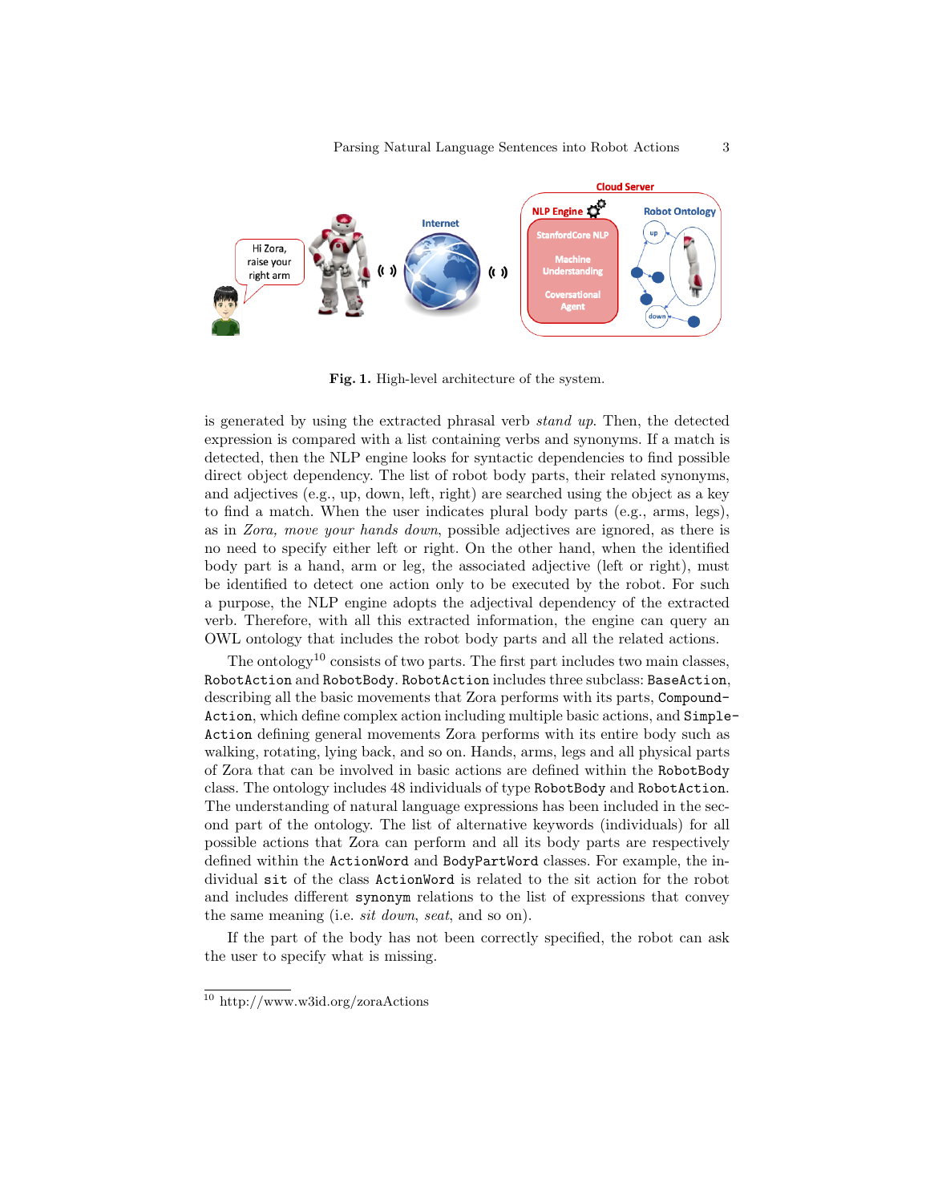Fig. 1. High-level architecture of the system.

is generated by using the extracted phrasal verb *stand up*. Then, the detected expression is compared with a list containing verbs and synonyms. If a match is detected, then the NLP engine looks for syntactic dependencies to find possible direct object dependency. The list of robot body parts, their related synonyms, and adjectives (e.g., up, down, left, right) are searched using the object as a key to find a match. When the user indicates plural body parts (e.g., arms, legs), as in *Zora, move your hands down*, possible adjectives are ignored, as there is no need to specify either left or right. On the other hand, when the identified body part is a hand, arm or leg, the associated adjective (left or right), must be identified to detect one action only to be executed by the robot. For such a purpose, the NLP engine adopts the adjectival dependency of the extracted verb. Therefore, with all this extracted information, the engine can query an OWL ontology that includes the robot body parts and all the related actions.

The ontology[10] consists of two parts. The first part includes two main classes, `RobotAction` and `RobotBody`. `RobotAction` includes three subclass: `BaseAction`, describing all the basic movements that Zora performs with its parts, `Compound-Action`, which define complex action including multiple basic actions, and `Simple-Action` defining general movements Zora performs with its entire body such as walking, rotating, lying back, and so on. Hands, arms, legs and all physical parts of Zora that can be involved in basic actions are defined within the `RobotBody` class. The ontology includes 48 individuals of type `RobotBody` and `RobotAction`. The understanding of natural language expressions has been included in the second part of the ontology. The list of alternative keywords (individuals) for all possible actions that Zora can perform and all its body parts are respectively defined within the `ActionWord` and `BodyPartWord` classes. For example, the individual `sit` of the class `ActionWord` is related to the sit action for the robot and includes different `synonym` relations to the list of expressions that convey the same meaning (i.e. *sit down*, *seat*, and so on).

If the part of the body has not been correctly specified, the robot can ask the user to specify what is missing.

[10] http://www.w3id.org/zoraActions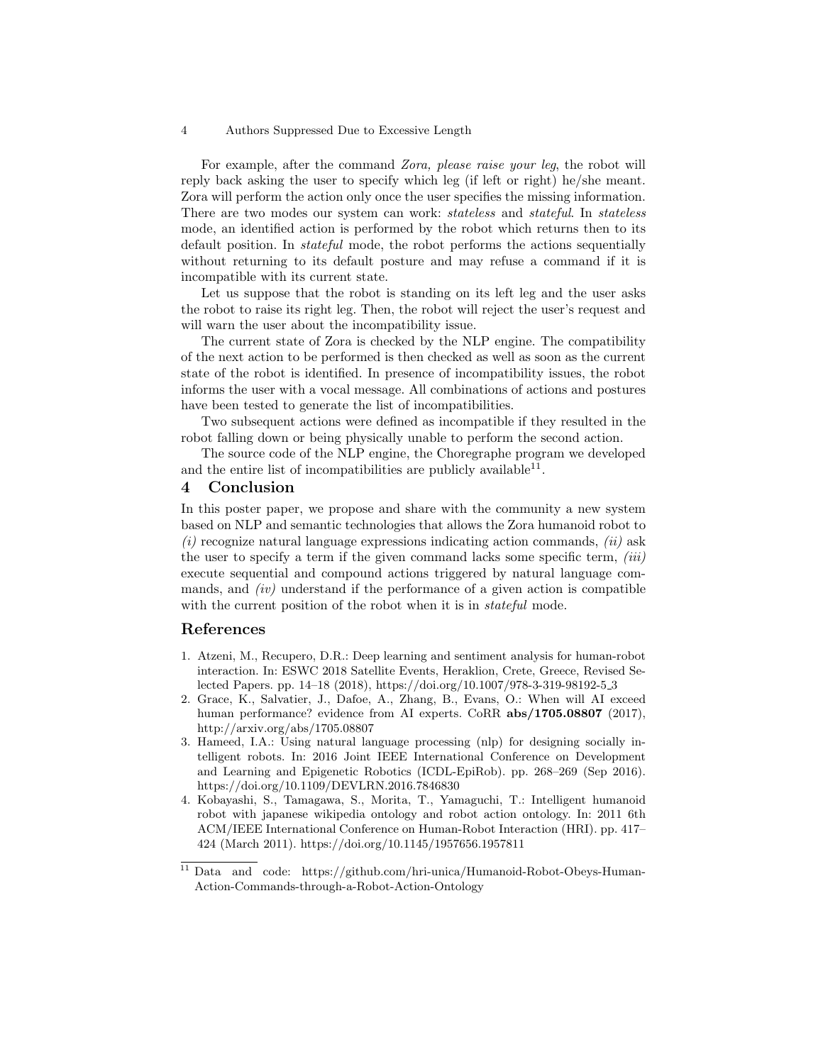For example, after the command *Zora, please raise your leg*, the robot will reply back asking the user to specify which leg (if left or right) he/she meant. Zora will perform the action only once the user specifies the missing information. There are two modes our system can work: *stateless* and *stateful*. In *stateless* mode, an identified action is performed by the robot which returns then to its default position. In *stateful* mode, the robot performs the actions sequentially without returning to its default posture and may refuse a command if it is incompatible with its current state.

Let us suppose that the robot is standing on its left leg and the user asks the robot to raise its right leg. Then, the robot will reject the user's request and will warn the user about the incompatibility issue.

The current state of Zora is checked by the NLP engine. The compatibility of the next action to be performed is then checked as well as soon as the current state of the robot is identified. In presence of incompatibility issues, the robot informs the user with a vocal message. All combinations of actions and postures have been tested to generate the list of incompatibilities.

Two subsequent actions were defined as incompatible if they resulted in the robot falling down or being physically unable to perform the second action.

The source code of the NLP engine, the Choregraphe program we developed and the entire list of incompatibilities are publicly available[11].

## 4 Conclusion

In this poster paper, we propose and share with the community a new system based on NLP and semantic technologies that allows the Zora humanoid robot to *(i)* recognize natural language expressions indicating action commands, *(ii)* ask the user to specify a term if the given command lacks some specific term, *(iii)* execute sequential and compound actions triggered by natural language commands, and *(iv)* understand if the performance of a given action is compatible with the current position of the robot when it is in *stateful* mode.

## References

1. Atzeni, M., Recupero, D.R.: Deep learning and sentiment analysis for human-robot interaction. In: ESWC 2018 Satellite Events, Heraklion, Crete, Greece, Revised Selected Papers. pp. 14–18 (2018), https://doi.org/10.1007/978-3-319-98192-5_3
2. Grace, K., Salvatier, J., Dafoe, A., Zhang, B., Evans, O.: When will AI exceed human performance? evidence from AI experts. CoRR **abs/1705.08807** (2017), http://arxiv.org/abs/1705.08807
3. Hameed, I.A.: Using natural language processing (nlp) for designing socially intelligent robots. In: 2016 Joint IEEE International Conference on Development and Learning and Epigenetic Robotics (ICDL-EpiRob). pp. 268–269 (Sep 2016). https://doi.org/10.1109/DEVLRN.2016.7846830
4. Kobayashi, S., Tamagawa, S., Morita, T., Yamaguchi, T.: Intelligent humanoid robot with japanese wikipedia ontology and robot action ontology. In: 2011 6th ACM/IEEE International Conference on Human-Robot Interaction (HRI). pp. 417–424 (March 2011). https://doi.org/10.1145/1957656.1957811

[11] Data and code: https://github.com/hri-unica/Humanoid-Robot-Obeys-Human-Action-Commands-through-a-Robot-Action-Ontology